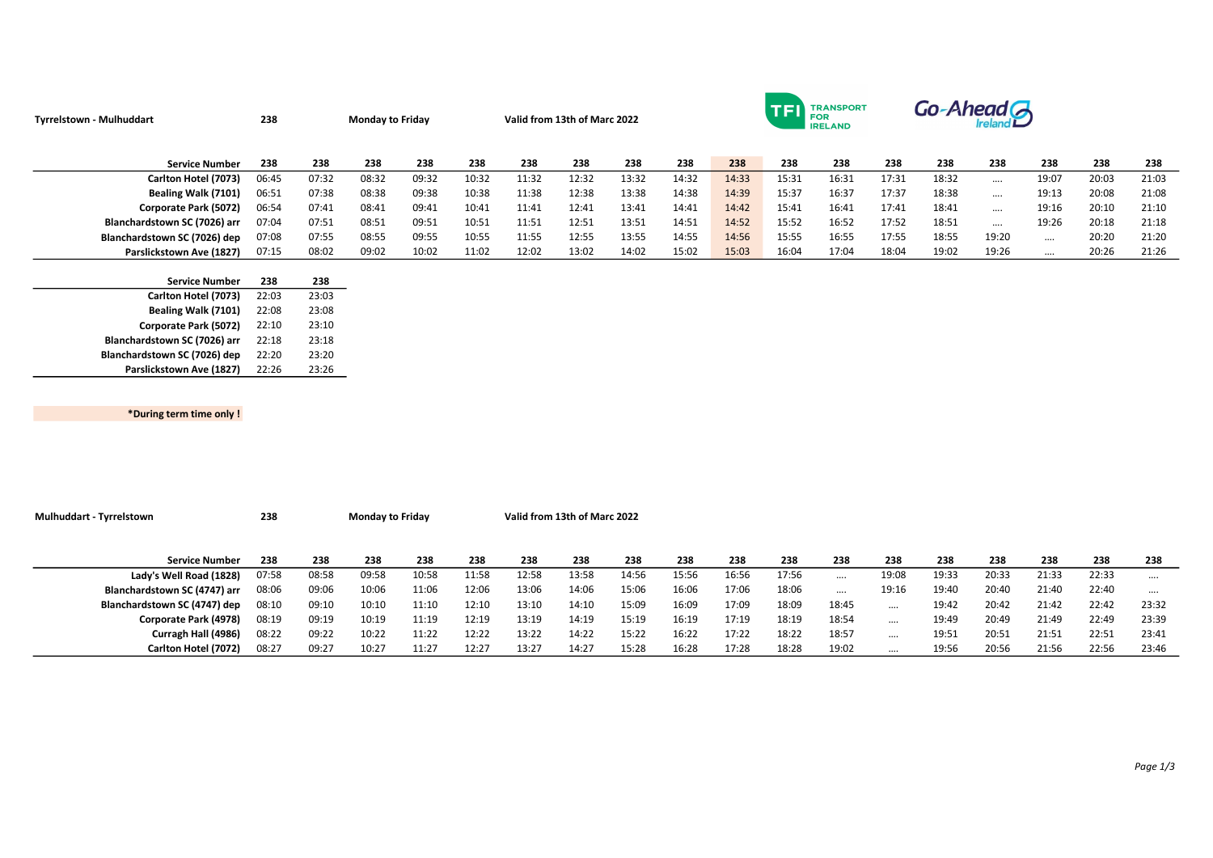**Tyrrelstown - Mulhuddart** | **238** | **Monday to Friday** | **Valid from 13th of Marc 2022**

| Service Number | 238 | 238 | 238 | 238 | 238 | 238 | 238 | 238 | 238 | 238 | 238 | 238 | 238 | 238 | 238 | 238 | 238 | 238 | 238 | 238 |
|---|---|---|---|---|---|---|---|---|---|---|---|---|---|---|---|---|---|---|---|---|
| Carlton Hotel (7073) | 06:45 | 07:32 | 08:32 | 09:32 | 10:32 | 11:32 | 12:32 | 13:32 | 14:32 | 14:33 | 15:31 | 16:31 | 17:31 | 18:32 | .... | 19:07 | 20:03 | 21:03 | 22:03 | 23:03 |
| Bealing Walk (7101) | 06:51 | 07:38 | 08:38 | 09:38 | 10:38 | 11:38 | 12:38 | 13:38 | 14:38 | 14:39 | 15:37 | 16:37 | 17:37 | 18:38 | .... | 19:13 | 20:08 | 21:08 | 22:08 | 23:08 |
| Corporate Park (5072) | 06:54 | 07:41 | 08:41 | 09:41 | 10:41 | 11:41 | 12:41 | 13:41 | 14:41 | 14:42 | 15:41 | 16:41 | 17:41 | 18:41 | .... | 19:16 | 20:10 | 21:10 | 22:10 | 23:10 |
| Blanchardstown SC (7026) arr | 07:04 | 07:51 | 08:51 | 09:51 | 10:51 | 11:51 | 12:51 | 13:51 | 14:51 | 14:52 | 15:52 | 16:52 | 17:52 | 18:51 | .... | 19:26 | 20:18 | 21:18 | 22:18 | 23:18 |
| Blanchardstown SC (7026) dep | 07:08 | 07:55 | 08:55 | 09:55 | 10:55 | 11:55 | 12:55 | 13:55 | 14:55 | 14:56 | 15:55 | 16:55 | 17:55 | 18:55 | 19:20 | .... | 20:20 | 21:20 | 22:20 | 23:20 |
| Parslickstown Ave (1827) | 07:15 | 08:02 | 09:02 | 10:02 | 11:02 | 12:02 | 13:02 | 14:02 | 15:02 | 15:03 | 16:04 | 17:04 | 18:04 | 19:02 | 19:26 | .... | 20:26 | 21:26 | 22:26 | 23:26 |

**\*During term time only !**

**Mulhuddart - Tyrrelstown** | **238** | **Monday to Friday** | **Valid from 13th of Marc 2022**

| Service Number | 238 | 238 | 238 | 238 | 238 | 238 | 238 | 238 | 238 | 238 | 238 | 238 | 238 | 238 | 238 | 238 | 238 | 238 |
|---|---|---|---|---|---|---|---|---|---|---|---|---|---|---|---|---|---|---|
| Lady's Well Road (1828) | 07:58 | 08:58 | 09:58 | 10:58 | 11:58 | 12:58 | 13:58 | 14:56 | 15:56 | 16:56 | 17:56 | .... | 19:08 | 19:33 | 20:33 | 21:33 | 22:33 | .... |
| Blanchardstown SC (4747) arr | 08:06 | 09:06 | 10:06 | 11:06 | 12:06 | 13:06 | 14:06 | 15:06 | 16:06 | 17:06 | 18:06 | .... | 19:16 | 19:40 | 20:40 | 21:40 | 22:40 | .... |
| Blanchardstown SC (4747) dep | 08:10 | 09:10 | 10:10 | 11:10 | 12:10 | 13:10 | 14:10 | 15:09 | 16:09 | 17:09 | 18:09 | 18:45 | .... | 19:42 | 20:42 | 21:42 | 22:42 | 23:32 |
| Corporate Park (4978) | 08:19 | 09:19 | 10:19 | 11:19 | 12:19 | 13:19 | 14:19 | 15:19 | 16:19 | 17:19 | 18:19 | 18:54 | .... | 19:49 | 20:49 | 21:49 | 22:49 | 23:39 |
| Curragh Hall (4986) | 08:22 | 09:22 | 10:22 | 11:22 | 12:22 | 13:22 | 14:22 | 15:22 | 16:22 | 17:22 | 18:22 | 18:57 | .... | 19:51 | 20:51 | 21:51 | 22:51 | 23:41 |
| Carlton Hotel (7072) | 08:27 | 09:27 | 10:27 | 11:27 | 12:27 | 13:27 | 14:27 | 15:28 | 16:28 | 17:28 | 18:28 | 19:02 | .... | 19:56 | 20:56 | 21:56 | 22:56 | 23:46 |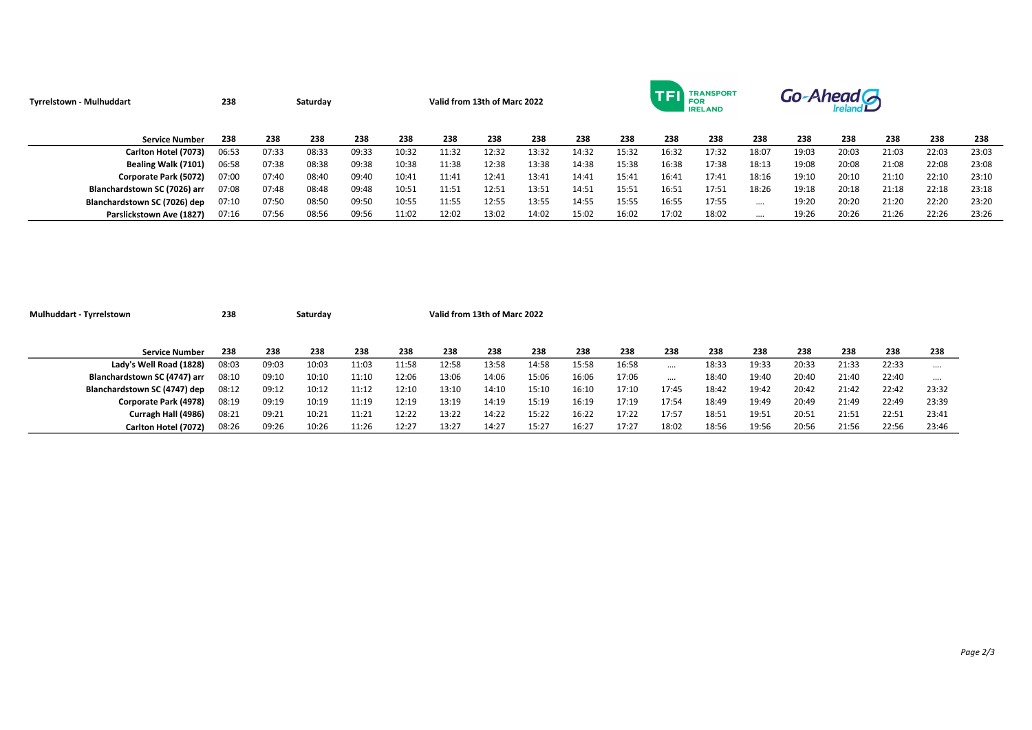**Tyrrelstown - Mulhuddart** 238 Saturday Valid from 13th of Marc 2022

| Service Number | 238 | 238 | 238 | 238 | 238 | 238 | 238 | 238 | 238 | 238 | 238 | 238 | 238 | 238 | 238 | 238 | 238 | 238 |
|---|---|---|---|---|---|---|---|---|---|---|---|---|---|---|---|---|---|---|
| Carlton Hotel (7073) | 06:53 | 07:33 | 08:33 | 09:33 | 10:32 | 11:32 | 12:32 | 13:32 | 14:32 | 15:32 | 16:32 | 17:32 | 18:07 | 19:03 | 20:03 | 21:03 | 22:03 | 23:03 |
| Bealing Walk (7101) | 06:58 | 07:38 | 08:38 | 09:38 | 10:38 | 11:38 | 12:38 | 13:38 | 14:38 | 15:38 | 16:38 | 17:38 | 18:13 | 19:08 | 20:08 | 21:08 | 22:08 | 23:08 |
| Corporate Park (5072) | 07:00 | 07:40 | 08:40 | 09:40 | 10:41 | 11:41 | 12:41 | 13:41 | 14:41 | 15:41 | 16:41 | 17:41 | 18:16 | 19:10 | 20:10 | 21:10 | 22:10 | 23:10 |
| Blanchardstown SC (7026) arr | 07:08 | 07:48 | 08:48 | 09:48 | 10:51 | 11:51 | 12:51 | 13:51 | 14:51 | 15:51 | 16:51 | 17:51 | 18:26 | 19:18 | 20:18 | 21:18 | 22:18 | 23:18 |
| Blanchardstown SC (7026) dep | 07:10 | 07:50 | 08:50 | 09:50 | 10:55 | 11:55 | 12:55 | 13:55 | 14:55 | 15:55 | 16:55 | 17:55 | .... | 19:20 | 20:20 | 21:20 | 22:20 | 23:20 |
| Parslickstown Ave (1827) | 07:16 | 07:56 | 08:56 | 09:56 | 11:02 | 12:02 | 13:02 | 14:02 | 15:02 | 16:02 | 17:02 | 18:02 | .... | 19:26 | 20:26 | 21:26 | 22:26 | 23:26 |

**Mulhuddart - Tyrrelstown** 238 Saturday Valid from 13th of Marc 2022

| Service Number | 238 | 238 | 238 | 238 | 238 | 238 | 238 | 238 | 238 | 238 | 238 | 238 | 238 | 238 | 238 | 238 | 238 |
|---|---|---|---|---|---|---|---|---|---|---|---|---|---|---|---|---|---|
| Lady's Well Road (1828) | 08:03 | 09:03 | 10:03 | 11:03 | 11:58 | 12:58 | 13:58 | 14:58 | 15:58 | 16:58 | .... | 18:33 | 19:33 | 20:33 | 21:33 | 22:33 | .... |
| Blanchardstown SC (4747) arr | 08:10 | 09:10 | 10:10 | 11:10 | 12:06 | 13:06 | 14:06 | 15:06 | 16:06 | 17:06 | .... | 18:40 | 19:40 | 20:40 | 21:40 | 22:40 | .... |
| Blanchardstown SC (4747) dep | 08:12 | 09:12 | 10:12 | 11:12 | 12:10 | 13:10 | 14:10 | 15:10 | 16:10 | 17:10 | 17:45 | 18:42 | 19:42 | 20:42 | 21:42 | 22:42 | 23:32 |
| Corporate Park (4978) | 08:19 | 09:19 | 10:19 | 11:19 | 12:19 | 13:19 | 14:19 | 15:19 | 16:19 | 17:19 | 17:54 | 18:49 | 19:49 | 20:49 | 21:49 | 22:49 | 23:39 |
| Curragh Hall (4986) | 08:21 | 09:21 | 10:21 | 11:21 | 12:22 | 13:22 | 14:22 | 15:22 | 16:22 | 17:22 | 17:57 | 18:51 | 19:51 | 20:51 | 21:51 | 22:51 | 23:41 |
| Carlton Hotel (7072) | 08:26 | 09:26 | 10:26 | 11:26 | 12:27 | 13:27 | 14:27 | 15:27 | 16:27 | 17:27 | 18:02 | 18:56 | 19:56 | 20:56 | 21:56 | 22:56 | 23:46 |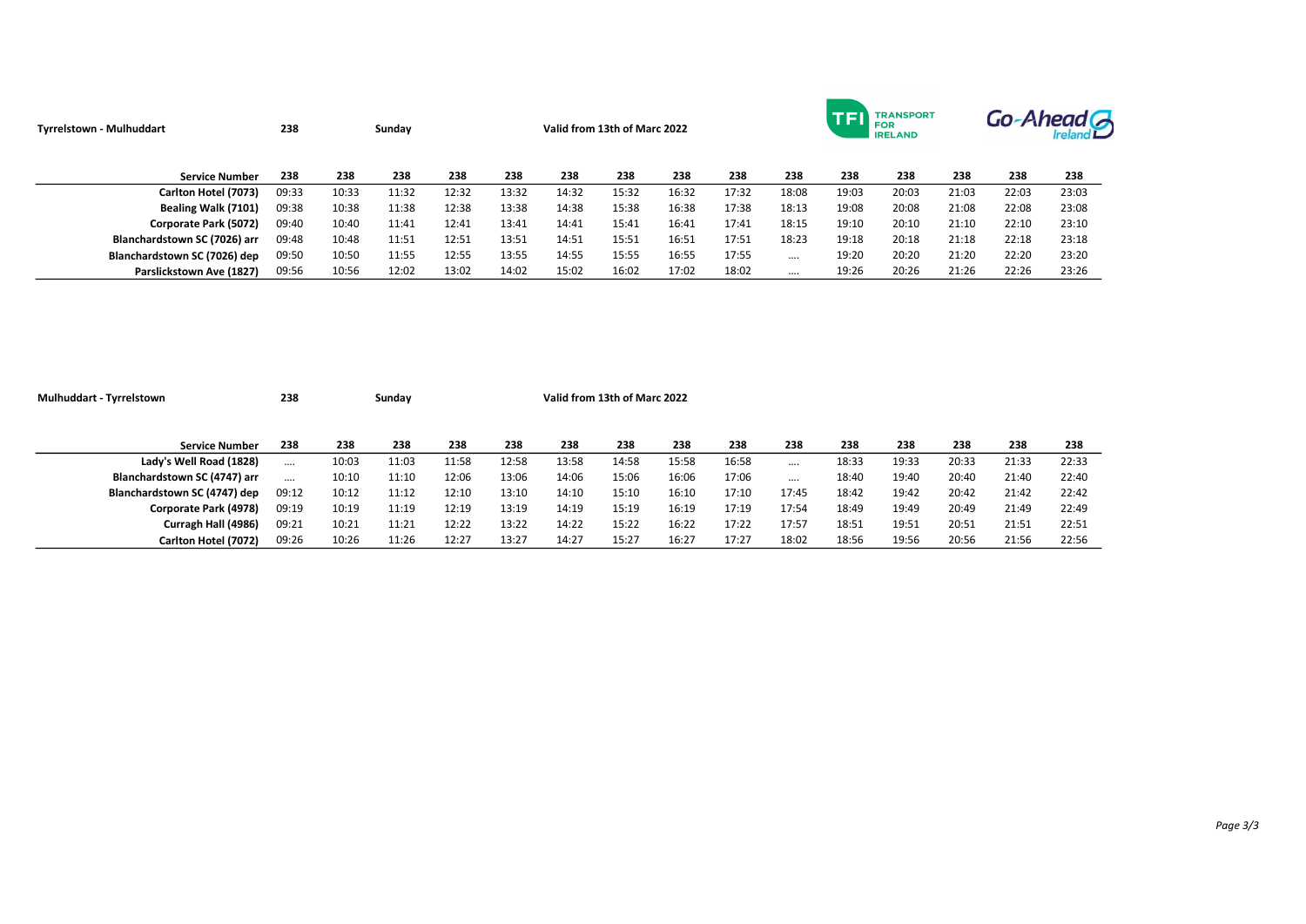**Tyrrelstown - Mulhuddart** 238 **Sunday** **Valid from 13th of Marc 2022**

| Service Number | 238 | 238 | 238 | 238 | 238 | 238 | 238 | 238 | 238 | 238 | 238 | 238 | 238 | 238 | 238 |
|---|---|---|---|---|---|---|---|---|---|---|---|---|---|---|---|
| Carlton Hotel (7073) | 09:33 | 10:33 | 11:32 | 12:32 | 13:32 | 14:32 | 15:32 | 16:32 | 17:32 | 18:08 | 19:03 | 20:03 | 21:03 | 22:03 | 23:03 |
| Bealing Walk (7101) | 09:38 | 10:38 | 11:38 | 12:38 | 13:38 | 14:38 | 15:38 | 16:38 | 17:38 | 18:13 | 19:08 | 20:08 | 21:08 | 22:08 | 23:08 |
| Corporate Park (5072) | 09:40 | 10:40 | 11:41 | 12:41 | 13:41 | 14:41 | 15:41 | 16:41 | 17:41 | 18:15 | 19:10 | 20:10 | 21:10 | 22:10 | 23:10 |
| Blanchardstown SC (7026) arr | 09:48 | 10:48 | 11:51 | 12:51 | 13:51 | 14:51 | 15:51 | 16:51 | 17:51 | 18:23 | 19:18 | 20:18 | 21:18 | 22:18 | 23:18 |
| Blanchardstown SC (7026) dep | 09:50 | 10:50 | 11:55 | 12:55 | 13:55 | 14:55 | 15:55 | 16:55 | 17:55 | .... | 19:20 | 20:20 | 21:20 | 22:20 | 23:20 |
| Parslickstown Ave (1827) | 09:56 | 10:56 | 12:02 | 13:02 | 14:02 | 15:02 | 16:02 | 17:02 | 18:02 | .... | 19:26 | 20:26 | 21:26 | 22:26 | 23:26 |

**Mulhuddart - Tyrrelstown** 238 **Sunday** **Valid from 13th of Marc 2022**

| Service Number | 238 | 238 | 238 | 238 | 238 | 238 | 238 | 238 | 238 | 238 | 238 | 238 | 238 | 238 | 238 |
|---|---|---|---|---|---|---|---|---|---|---|---|---|---|---|---|
| Lady's Well Road (1828) | .... | 10:03 | 11:03 | 11:58 | 12:58 | 13:58 | 14:58 | 15:58 | 16:58 | .... | 18:33 | 19:33 | 20:33 | 21:33 | 22:33 |
| Blanchardstown SC (4747) arr | .... | 10:10 | 11:10 | 12:06 | 13:06 | 14:06 | 15:06 | 16:06 | 17:06 | .... | 18:40 | 19:40 | 20:40 | 21:40 | 22:40 |
| Blanchardstown SC (4747) dep | 09:12 | 10:12 | 11:12 | 12:10 | 13:10 | 14:10 | 15:10 | 16:10 | 17:10 | 17:45 | 18:42 | 19:42 | 20:42 | 21:42 | 22:42 |
| Corporate Park (4978) | 09:19 | 10:19 | 11:19 | 12:19 | 13:19 | 14:19 | 15:19 | 16:19 | 17:19 | 17:54 | 18:49 | 19:49 | 20:49 | 21:49 | 22:49 |
| Curragh Hall (4986) | 09:21 | 10:21 | 11:21 | 12:22 | 13:22 | 14:22 | 15:22 | 16:22 | 17:22 | 17:57 | 18:51 | 19:51 | 20:51 | 21:51 | 22:51 |
| Carlton Hotel (7072) | 09:26 | 10:26 | 11:26 | 12:27 | 13:27 | 14:27 | 15:27 | 16:27 | 17:27 | 18:02 | 18:56 | 19:56 | 20:56 | 21:56 | 22:56 |